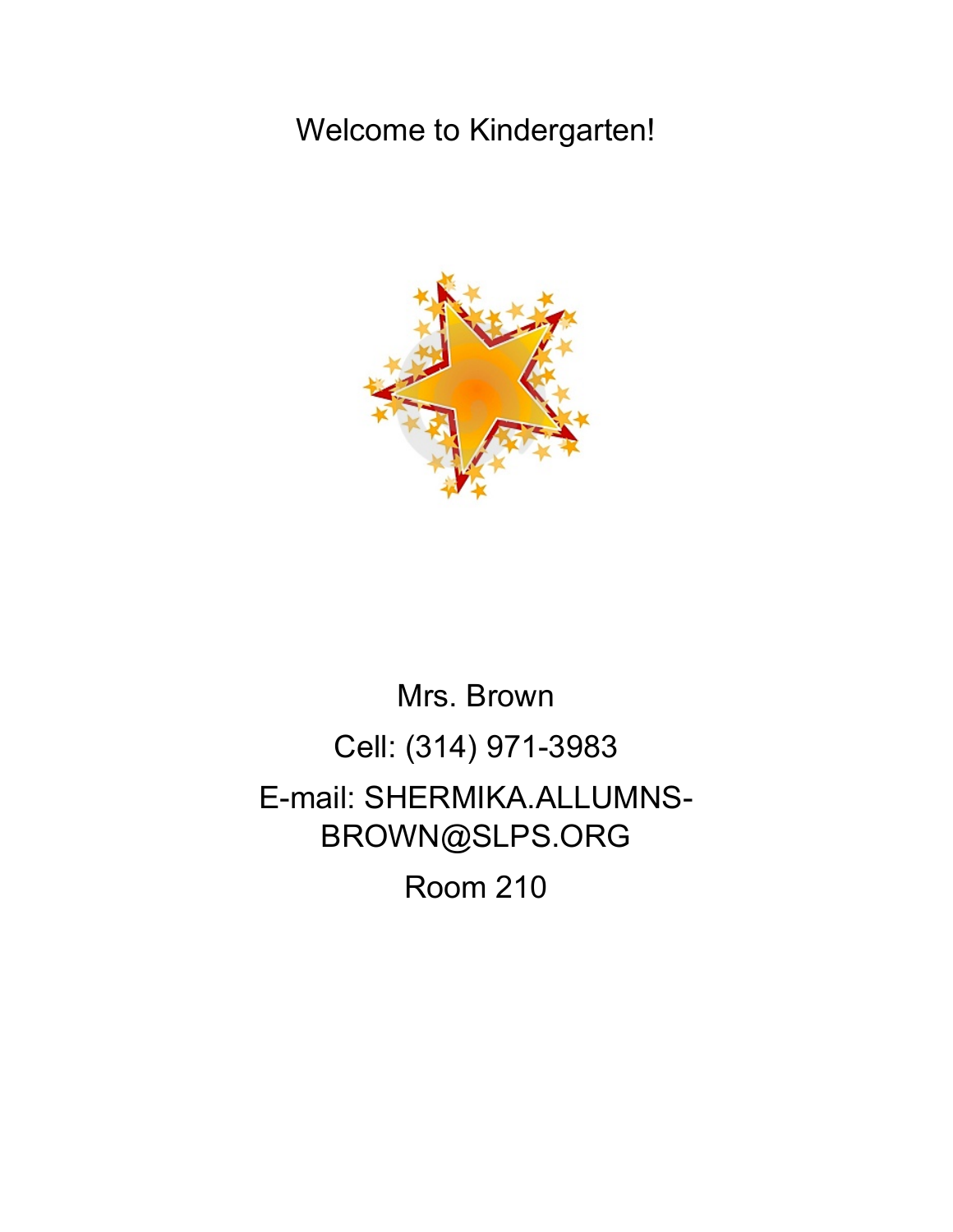# Welcome to Kindergarten!

Mrs. Brown

Cell: (314) 971-3983

E-mail: SHERMIKA.ALLUMNS-BROWN@SLPS.ORG

Room 210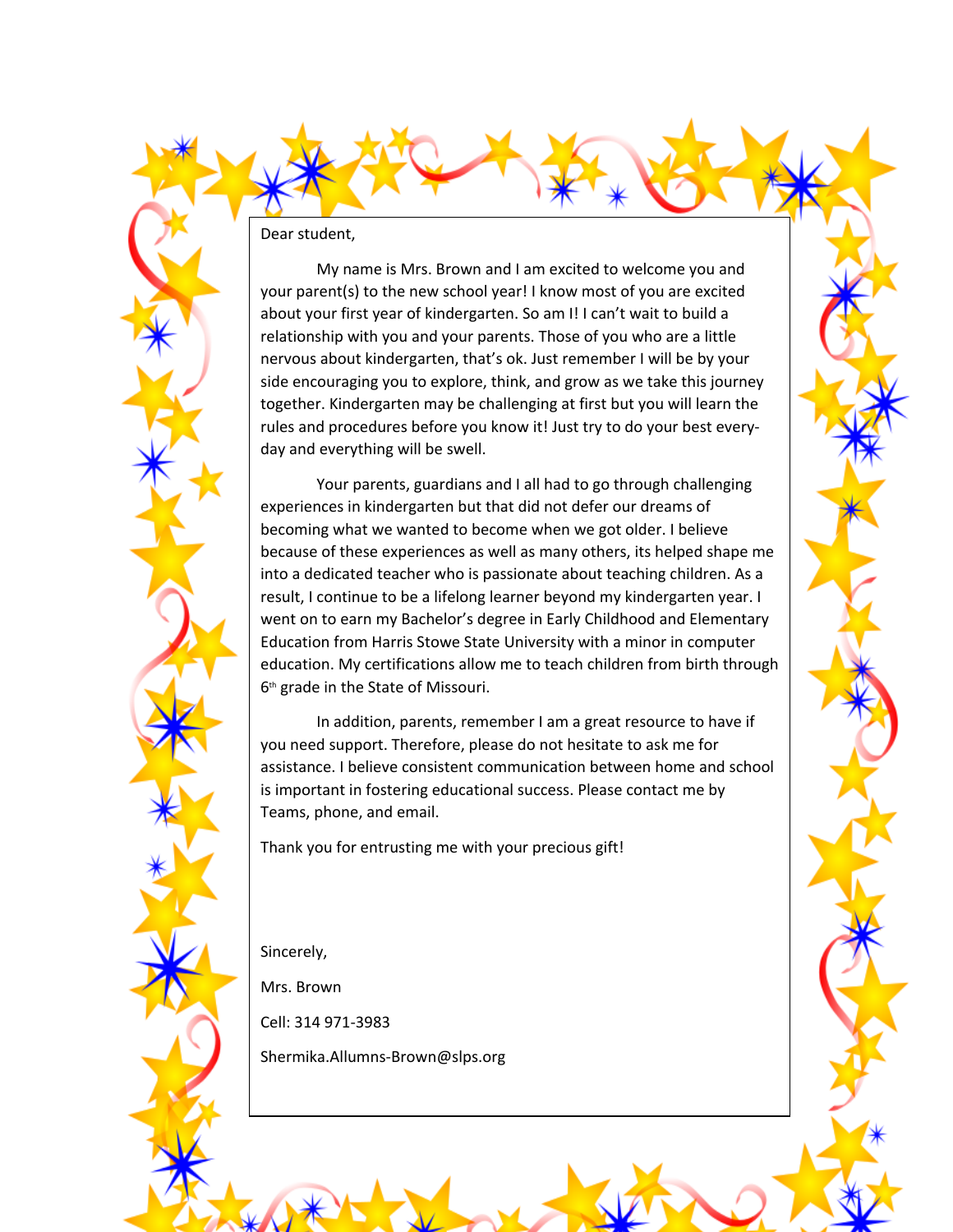Dear student,

My name is Mrs. Brown and I am excited to welcome you and your parent(s) to the new school year! I know most of you are excited about your first year of kindergarten. So am I! I can't wait to build a relationship with you and your parents. Those of you who are a little nervous about kindergarten, that's ok. Just remember I will be by your side encouraging you to explore, think, and grow as we take this journey together. Kindergarten may be challenging at first but you will learn the rules and procedures before you know it! Just try to do your best every-day and everything will be swell.

Your parents, guardians and I all had to go through challenging experiences in kindergarten but that did not defer our dreams of becoming what we wanted to become when we got older. I believe because of these experiences as well as many others, its helped shape me into a dedicated teacher who is passionate about teaching children. As a result, I continue to be a lifelong learner beyond my kindergarten year. I went on to earn my Bachelor's degree in Early Childhood and Elementary Education from Harris Stowe State University with a minor in computer education. My certifications allow me to teach children from birth through 6th grade in the State of Missouri.

In addition, parents, remember I am a great resource to have if you need support. Therefore, please do not hesitate to ask me for assistance. I believe consistent communication between home and school is important in fostering educational success. Please contact me by Teams, phone, and email.

Thank you for entrusting me with your precious gift!

Sincerely,

Mrs. Brown

Cell: 314 971-3983

Shermika.Allumns-Brown@slps.org